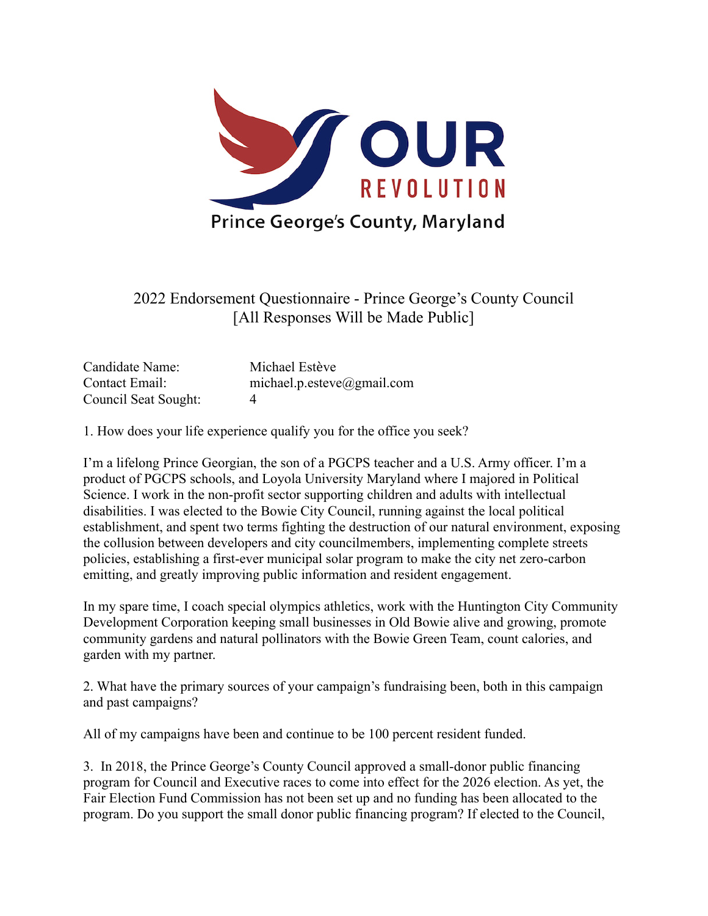OUR REVOLUTION

Prince George's County, Maryland

# 2022 Endorsement Questionnaire - Prince George's County Council
[All Responses Will be Made Public]

Candidate Name: Michael Estève
Contact Email: michael.p.esteve@gmail.com
Council Seat Sought: 4

1. How does your life experience qualify you for the office you seek?

I'm a lifelong Prince Georgian, the son of a PGCPS teacher and a U.S. Army officer. I'm a product of PGCPS schools, and Loyola University Maryland where I majored in Political Science. I work in the non-profit sector supporting children and adults with intellectual disabilities. I was elected to the Bowie City Council, running against the local political establishment, and spent two terms fighting the destruction of our natural environment, exposing the collusion between developers and city councilmembers, implementing complete streets policies, establishing a first-ever municipal solar program to make the city net zero-carbon emitting, and greatly improving public information and resident engagement.

In my spare time, I coach special olympics athletics, work with the Huntington City Community Development Corporation keeping small businesses in Old Bowie alive and growing, promote community gardens and natural pollinators with the Bowie Green Team, count calories, and garden with my partner.

2. What have the primary sources of your campaign's fundraising been, both in this campaign and past campaigns?

All of my campaigns have been and continue to be 100 percent resident funded.

3. In 2018, the Prince George's County Council approved a small-donor public financing program for Council and Executive races to come into effect for the 2026 election. As yet, the Fair Election Fund Commission has not been set up and no funding has been allocated to the program. Do you support the small donor public financing program? If elected to the Council,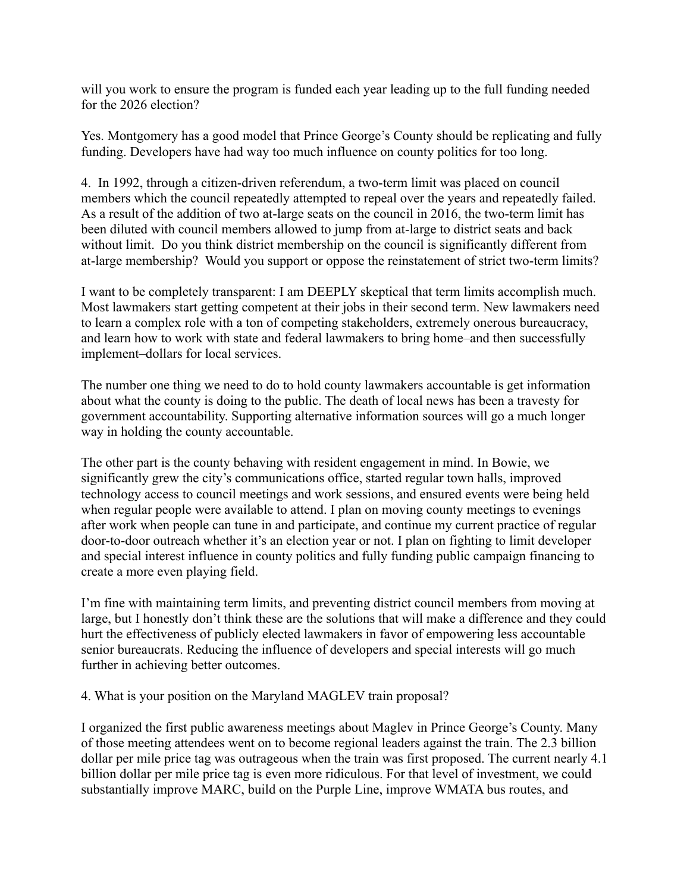will you work to ensure the program is funded each year leading up to the full funding needed for the 2026 election?

Yes. Montgomery has a good model that Prince George's County should be replicating and fully funding. Developers have had way too much influence on county politics for too long.

4. In 1992, through a citizen-driven referendum, a two-term limit was placed on council members which the council repeatedly attempted to repeal over the years and repeatedly failed. As a result of the addition of two at-large seats on the council in 2016, the two-term limit has been diluted with council members allowed to jump from at-large to district seats and back without limit. Do you think district membership on the council is significantly different from at-large membership? Would you support or oppose the reinstatement of strict two-term limits?

I want to be completely transparent: I am DEEPLY skeptical that term limits accomplish much. Most lawmakers start getting competent at their jobs in their second term. New lawmakers need to learn a complex role with a ton of competing stakeholders, extremely onerous bureaucracy, and learn how to work with state and federal lawmakers to bring home–and then successfully implement–dollars for local services.

The number one thing we need to do to hold county lawmakers accountable is get information about what the county is doing to the public. The death of local news has been a travesty for government accountability. Supporting alternative information sources will go a much longer way in holding the county accountable.

The other part is the county behaving with resident engagement in mind. In Bowie, we significantly grew the city's communications office, started regular town halls, improved technology access to council meetings and work sessions, and ensured events were being held when regular people were available to attend. I plan on moving county meetings to evenings after work when people can tune in and participate, and continue my current practice of regular door-to-door outreach whether it's an election year or not. I plan on fighting to limit developer and special interest influence in county politics and fully funding public campaign financing to create a more even playing field.

I'm fine with maintaining term limits, and preventing district council members from moving at large, but I honestly don't think these are the solutions that will make a difference and they could hurt the effectiveness of publicly elected lawmakers in favor of empowering less accountable senior bureaucrats. Reducing the influence of developers and special interests will go much further in achieving better outcomes.

4. What is your position on the Maryland MAGLEV train proposal?

I organized the first public awareness meetings about Maglev in Prince George's County. Many of those meeting attendees went on to become regional leaders against the train. The 2.3 billion dollar per mile price tag was outrageous when the train was first proposed. The current nearly 4.1 billion dollar per mile price tag is even more ridiculous. For that level of investment, we could substantially improve MARC, build on the Purple Line, improve WMATA bus routes, and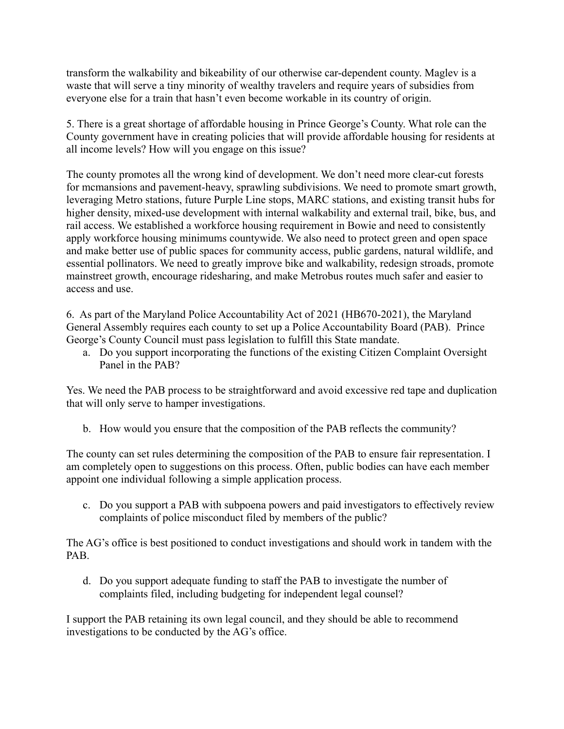transform the walkability and bikeability of our otherwise car-dependent county. Maglev is a waste that will serve a tiny minority of wealthy travelers and require years of subsidies from everyone else for a train that hasn't even become workable in its country of origin.

5. There is a great shortage of affordable housing in Prince George's County. What role can the County government have in creating policies that will provide affordable housing for residents at all income levels? How will you engage on this issue?

The county promotes all the wrong kind of development. We don't need more clear-cut forests for mcmansions and pavement-heavy, sprawling subdivisions. We need to promote smart growth, leveraging Metro stations, future Purple Line stops, MARC stations, and existing transit hubs for higher density, mixed-use development with internal walkability and external trail, bike, bus, and rail access. We established a workforce housing requirement in Bowie and need to consistently apply workforce housing minimums countywide. We also need to protect green and open space and make better use of public spaces for community access, public gardens, natural wildlife, and essential pollinators. We need to greatly improve bike and walkability, redesign stroads, promote mainstreet growth, encourage ridesharing, and make Metrobus routes much safer and easier to access and use.

6. As part of the Maryland Police Accountability Act of 2021 (HB670-2021), the Maryland General Assembly requires each county to set up a Police Accountability Board (PAB). Prince George's County Council must pass legislation to fulfill this State mandate.

a. Do you support incorporating the functions of the existing Citizen Complaint Oversight Panel in the PAB?

Yes. We need the PAB process to be straightforward and avoid excessive red tape and duplication that will only serve to hamper investigations.

b. How would you ensure that the composition of the PAB reflects the community?

The county can set rules determining the composition of the PAB to ensure fair representation. I am completely open to suggestions on this process. Often, public bodies can have each member appoint one individual following a simple application process.

c. Do you support a PAB with subpoena powers and paid investigators to effectively review complaints of police misconduct filed by members of the public?

The AG's office is best positioned to conduct investigations and should work in tandem with the PAB.

d. Do you support adequate funding to staff the PAB to investigate the number of complaints filed, including budgeting for independent legal counsel?

I support the PAB retaining its own legal council, and they should be able to recommend investigations to be conducted by the AG's office.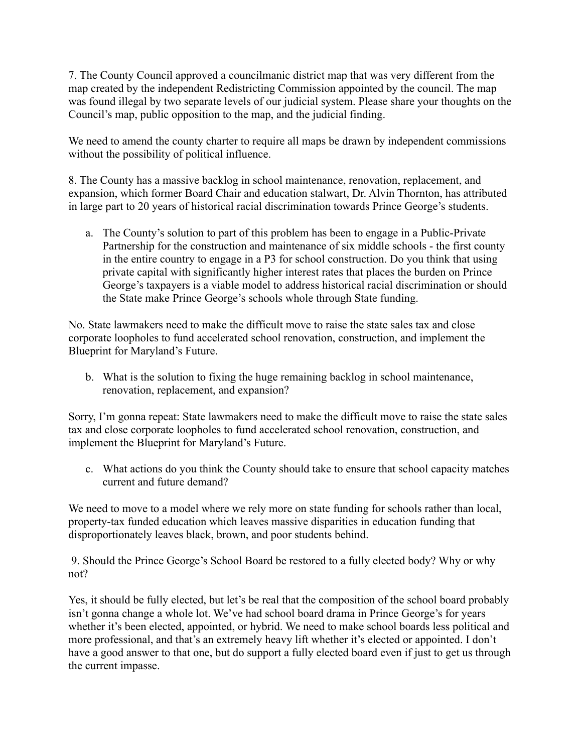7. The County Council approved a councilmanic district map that was very different from the map created by the independent Redistricting Commission appointed by the council. The map was found illegal by two separate levels of our judicial system. Please share your thoughts on the Council's map, public opposition to the map, and the judicial finding.

We need to amend the county charter to require all maps be drawn by independent commissions without the possibility of political influence.

8. The County has a massive backlog in school maintenance, renovation, replacement, and expansion, which former Board Chair and education stalwart, Dr. Alvin Thornton, has attributed in large part to 20 years of historical racial discrimination towards Prince George's students.

a. The County's solution to part of this problem has been to engage in a Public-Private Partnership for the construction and maintenance of six middle schools - the first county in the entire country to engage in a P3 for school construction. Do you think that using private capital with significantly higher interest rates that places the burden on Prince George's taxpayers is a viable model to address historical racial discrimination or should the State make Prince George's schools whole through State funding.

No. State lawmakers need to make the difficult move to raise the state sales tax and close corporate loopholes to fund accelerated school renovation, construction, and implement the Blueprint for Maryland's Future.

b. What is the solution to fixing the huge remaining backlog in school maintenance, renovation, replacement, and expansion?

Sorry, I'm gonna repeat: State lawmakers need to make the difficult move to raise the state sales tax and close corporate loopholes to fund accelerated school renovation, construction, and implement the Blueprint for Maryland's Future.

c. What actions do you think the County should take to ensure that school capacity matches current and future demand?

We need to move to a model where we rely more on state funding for schools rather than local, property-tax funded education which leaves massive disparities in education funding that disproportionately leaves black, brown, and poor students behind.

9. Should the Prince George's School Board be restored to a fully elected body? Why or why not?

Yes, it should be fully elected, but let's be real that the composition of the school board probably isn't gonna change a whole lot. We've had school board drama in Prince George's for years whether it's been elected, appointed, or hybrid. We need to make school boards less political and more professional, and that's an extremely heavy lift whether it's elected or appointed. I don't have a good answer to that one, but do support a fully elected board even if just to get us through the current impasse.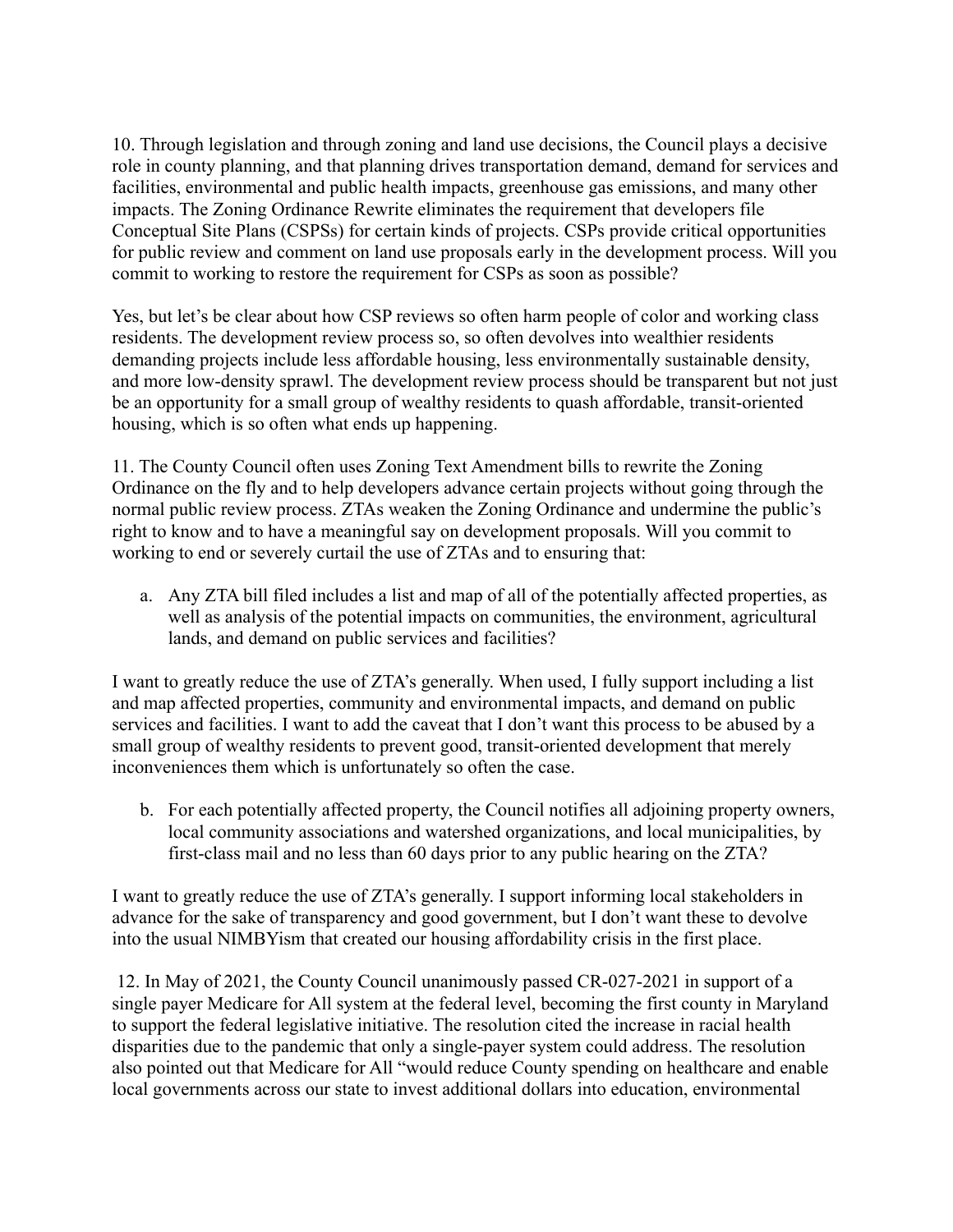10. Through legislation and through zoning and land use decisions, the Council plays a decisive role in county planning, and that planning drives transportation demand, demand for services and facilities, environmental and public health impacts, greenhouse gas emissions, and many other impacts. The Zoning Ordinance Rewrite eliminates the requirement that developers file Conceptual Site Plans (CSPSs) for certain kinds of projects. CSPs provide critical opportunities for public review and comment on land use proposals early in the development process. Will you commit to working to restore the requirement for CSPs as soon as possible?

Yes, but let's be clear about how CSP reviews so often harm people of color and working class residents. The development review process so, so often devolves into wealthier residents demanding projects include less affordable housing, less environmentally sustainable density, and more low-density sprawl. The development review process should be transparent but not just be an opportunity for a small group of wealthy residents to quash affordable, transit-oriented housing, which is so often what ends up happening.

11. The County Council often uses Zoning Text Amendment bills to rewrite the Zoning Ordinance on the fly and to help developers advance certain projects without going through the normal public review process. ZTAs weaken the Zoning Ordinance and undermine the public's right to know and to have a meaningful say on development proposals. Will you commit to working to end or severely curtail the use of ZTAs and to ensuring that:

a. Any ZTA bill filed includes a list and map of all of the potentially affected properties, as well as analysis of the potential impacts on communities, the environment, agricultural lands, and demand on public services and facilities?

I want to greatly reduce the use of ZTA's generally. When used, I fully support including a list and map affected properties, community and environmental impacts, and demand on public services and facilities. I want to add the caveat that I don't want this process to be abused by a small group of wealthy residents to prevent good, transit-oriented development that merely inconveniences them which is unfortunately so often the case.

b. For each potentially affected property, the Council notifies all adjoining property owners, local community associations and watershed organizations, and local municipalities, by first-class mail and no less than 60 days prior to any public hearing on the ZTA?

I want to greatly reduce the use of ZTA's generally. I support informing local stakeholders in advance for the sake of transparency and good government, but I don't want these to devolve into the usual NIMBYism that created our housing affordability crisis in the first place.

12. In May of 2021, the County Council unanimously passed CR-027-2021 in support of a single payer Medicare for All system at the federal level, becoming the first county in Maryland to support the federal legislative initiative. The resolution cited the increase in racial health disparities due to the pandemic that only a single-payer system could address. The resolution also pointed out that Medicare for All "would reduce County spending on healthcare and enable local governments across our state to invest additional dollars into education, environmental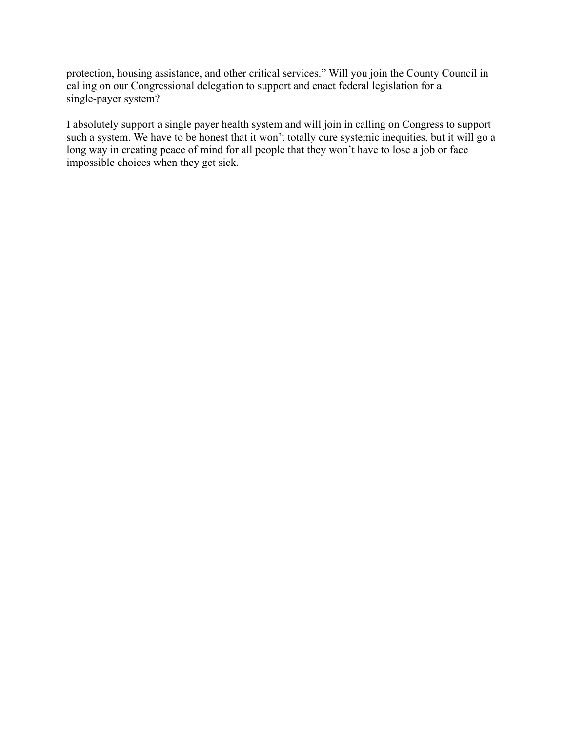protection, housing assistance, and other critical services." Will you join the County Council in calling on our Congressional delegation to support and enact federal legislation for a single-payer system?

I absolutely support a single payer health system and will join in calling on Congress to support such a system. We have to be honest that it won't totally cure systemic inequities, but it will go a long way in creating peace of mind for all people that they won't have to lose a job or face impossible choices when they get sick.